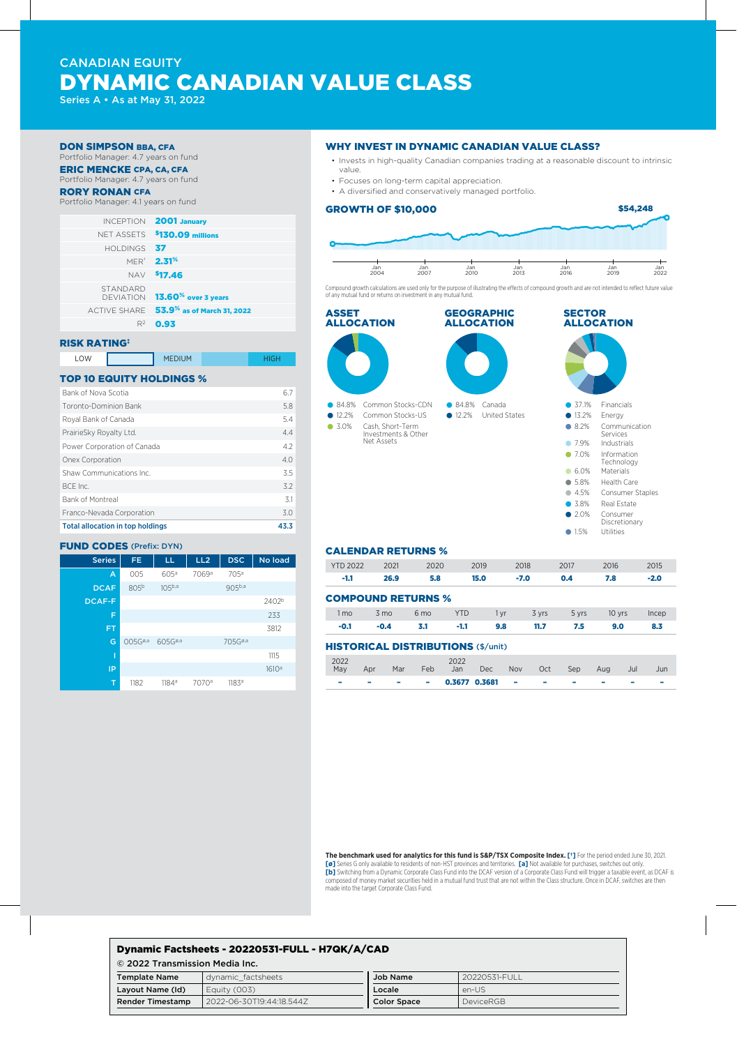CANADIAN EQUITY

# DYNAMIC CANADIAN VALUE CLASS

Series A • As at May 31, 2022

**DON SIMPSON BBA, CFA**
Portfolio Manager: 4.7 years on fund

**ERIC MENCKE CPA, CA, CFA**
Portfolio Manager: 4.7 years on fund

**RORY RONAN CFA**
Portfolio Manager: 4.1 years on fund

| | |
|---|---|
| INCEPTION | **2001 January** |
| NET ASSETS | **$130.09 millions** |
| HOLDINGS | **37** |
| MER[1] | **2.31%** |
| NAV | **$17.46** |
| STANDARD DEVIATION | **13.60% over 3 years** |
| ACTIVE SHARE | **53.9% as of March 31, 2022** |
| $R^2$ | **0.93** |

## RISK RATING[‡]

| LOW | | MEDIUM | | HIGH |
|---|---|---|---|---|

## TOP 10 EQUITY HOLDINGS %

| Holding | % |
|---|---|
| Bank of Nova Scotia | 6.7 |
| Toronto-Dominion Bank | 5.8 |
| Royal Bank of Canada | 5.4 |
| PrairieSky Royalty Ltd. | 4.4 |
| Power Corporation of Canada | 4.2 |
| Onex Corporation | 4.0 |
| Shaw Communications Inc. | 3.5 |
| BCE Inc. | 3.2 |
| Bank of Montreal | 3.1 |
| Franco-Nevada Corporation | 3.0 |
| **Total allocation in top holdings** | **43.3** |

## FUND CODES (Prefix: DYN)

| Series | FE | LL | LL2 | DSC | No load |
|---|---|---|---|---|---|
| A | 005 | 605[a] | 7069[a] | 705[a] | |
| DCAF | 805[b] | 105[b,a] | | 905[b,a] | |
| DCAF-F | | | | | 2402[b] |
| F | | | | | 233 |
| FT | | | | | 3812 |
| G | 005G[ø,a] | 605G[ø,a] | | 705G[ø,a] | |
| I | | | | | 1115 |
| IP | | | | | 1610[a] |
| T | 1182 | 1184[a] | 7070[a] | 1183[a] | |

## WHY INVEST IN DYNAMIC CANADIAN VALUE CLASS?

- Invests in high-quality Canadian companies trading at a reasonable discount to intrinsic value.
- Focuses on long-term capital appreciation.
- A diversified and conservatively managed portfolio.

## GROWTH OF $10,000

$54,248

Jan 2004 · Jan 2007 · Jan 2010 · Jan 2013 · Jan 2016 · Jan 2019 · Jan 2022

Compound growth calculations are used only for the purpose of illustrating the effects of compound growth and are not intended to reflect future value of any mutual fund or returns on investment in any mutual fund.

## ASSET ALLOCATION

- 84.8% Common Stocks-CDN
- 12.2% Common Stocks-US
- 3.0% Cash, Short-Term Investments & Other Net Assets

## GEOGRAPHIC ALLOCATION

- 84.8% Canada
- 12.2% United States

## SECTOR ALLOCATION

- 37.1% Financials
- 13.2% Energy
- 8.2% Communication Services
- 7.9% Industrials
- 7.0% Information Technology
- 6.0% Materials
- 5.8% Health Care
- 4.5% Consumer Staples
- 3.8% Real Estate
- 2.0% Consumer Discretionary
- 1.5% Utilities

## CALENDAR RETURNS %

| YTD 2022 | 2021 | 2020 | 2019 | 2018 | 2017 | 2016 | 2015 |
|---|---|---|---|---|---|---|---|
| **-1.1** | **26.9** | **5.8** | **15.0** | **-7.0** | **0.4** | **7.8** | **-2.0** |

## COMPOUND RETURNS %

| 1 mo | 3 mo | 6 mo | YTD | 1 yr | 3 yrs | 5 yrs | 10 yrs | Incep |
|---|---|---|---|---|---|---|---|---|
| **-0.1** | **-0.4** | **3.1** | **-1.1** | **9.8** | **11.7** | **7.5** | **9.0** | **8.3** |

## HISTORICAL DISTRIBUTIONS ($/unit)

| 2022 May | Apr | Mar | Feb | 2022 Jan | Dec | Nov | Oct | Sep | Aug | Jul | Jun |
|---|---|---|---|---|---|---|---|---|---|---|---|
| - | - | - | - | **0.3677** | **0.3681** | - | - | - | - | - | - |

**The benchmark used for analytics for this fund is S&P/TSX Composite Index.** **[†]** For the period ended June 30, 2021. **[ø]** Series G only available to residents of non-HST provinces and territories. **[a]** Not available for purchases, switches out only. **[b]** Switching from a Dynamic Corporate Class Fund into the DCAF version of a Corporate Class Fund will trigger a taxable event, as DCAF is composed of money market securities held in a mutual fund trust that are not within the Class structure. Once in DCAF, switches are then made into the target Corporate Class Fund.

**Dynamic Factsheets - 20220531-FULL - H7QK/A/CAD**

© 2022 Transmission Media Inc.

| | | | |
|---|---|---|---|
| **Template Name** | dynamic_factsheets | **Job Name** | 20220531-FULL |
| **Layout Name (Id)** | Equity (003) | **Locale** | en-US |
| **Render Timestamp** | 2022-06-30T19:44:18.544Z | **Color Space** | DeviceRGB |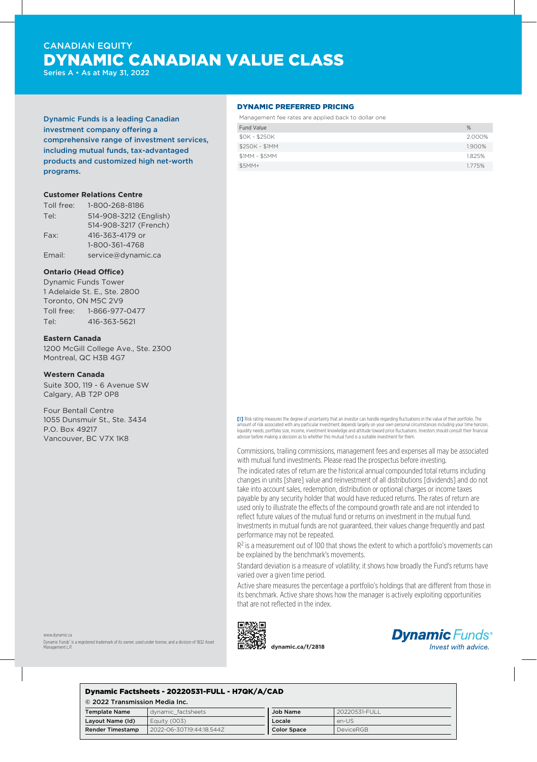CANADIAN EQUITY

# DYNAMIC CANADIAN VALUE CLASS

Series A • As at May 31, 2022

**Dynamic Funds is a leading Canadian investment company offering a comprehensive range of investment services, including mutual funds, tax-advantaged products and customized high net-worth programs.**

### Customer Relations Centre

Toll free: 1-800-268-8186
Tel: 514-908-3212 (English)
514-908-3217 (French)
Fax: 416-363-4179 or
1-800-361-4768
Email: service@dynamic.ca

### Ontario (Head Office)

Dynamic Funds Tower
1 Adelaide St. E., Ste. 2800
Toronto, ON M5C 2V9
Toll free: 1-866-977-0477
Tel: 416-363-5621

### Eastern Canada

1200 McGill College Ave., Ste. 2300
Montreal, QC H3B 4G7

### Western Canada

Suite 300, 119 - 6 Avenue SW
Calgary, AB T2P 0P8

Four Bentall Centre
1055 Dunsmuir St., Ste. 3434
P.O. Box 49217
Vancouver, BC V7X 1K8

www.dynamic.ca

Dynamic Funds® is a registered trademark of its owner, used under license, and a division of 1832 Asset Management L.P.

## DYNAMIC PREFERRED PRICING

Management fee rates are applied back to dollar one

| Fund Value | % |
| --- | --- |
| $0K - $250K | 2.000% |
| $250K - $1MM | 1.900% |
| $1MM - $5MM | 1.825% |
| $5MM+ | 1.775% |

[‡] Risk rating measures the degree of uncertainty that an investor can handle regarding fluctuations in the value of their portfolio. The amount of risk associated with any particular investment depends largely on your own personal circumstances including your time horizon, liquidity needs, portfolio size, income, investment knowledge and attitude toward price fluctuations. Investors should consult their financial advisor before making a decision as to whether this mutual fund is a suitable investment for them.

Commissions, trailing commissions, management fees and expenses all may be associated with mutual fund investments. Please read the prospectus before investing.

The indicated rates of return are the historical annual compounded total returns including changes in units [share] value and reinvestment of all distributions [dividends] and do not take into account sales, redemption, distribution or optional charges or income taxes payable by any security holder that would have reduced returns. The rates of return are used only to illustrate the effects of the compound growth rate and are not intended to reflect future values of the mutual fund or returns on investment in the mutual fund. Investments in mutual funds are not guaranteed, their values change frequently and past performance may not be repeated.

$R^2$ is a measurement out of 100 that shows the extent to which a portfolio's movements can be explained by the benchmark's movements.

Standard deviation is a measure of volatility; it shows how broadly the Fund's returns have varied over a given time period.

Active share measures the percentage a portfolio's holdings that are different from those in its benchmark. Active share shows how the manager is actively exploiting opportunities that are not reflected in the index.

dynamic.ca/f/2818

Dynamic Funds®
*Invest with advice.*

**Dynamic Factsheets - 20220531-FULL - H7QK/A/CAD**

© 2022 Transmission Media Inc.

| | | | |
| --- | --- | --- | --- |
| **Template Name** | dynamic_factsheets | **Job Name** | 20220531-FULL |
| **Layout Name (Id)** | Equity (003) | **Locale** | en-US |
| **Render Timestamp** | 2022-06-30T19:44:18.544Z | **Color Space** | DeviceRGB |